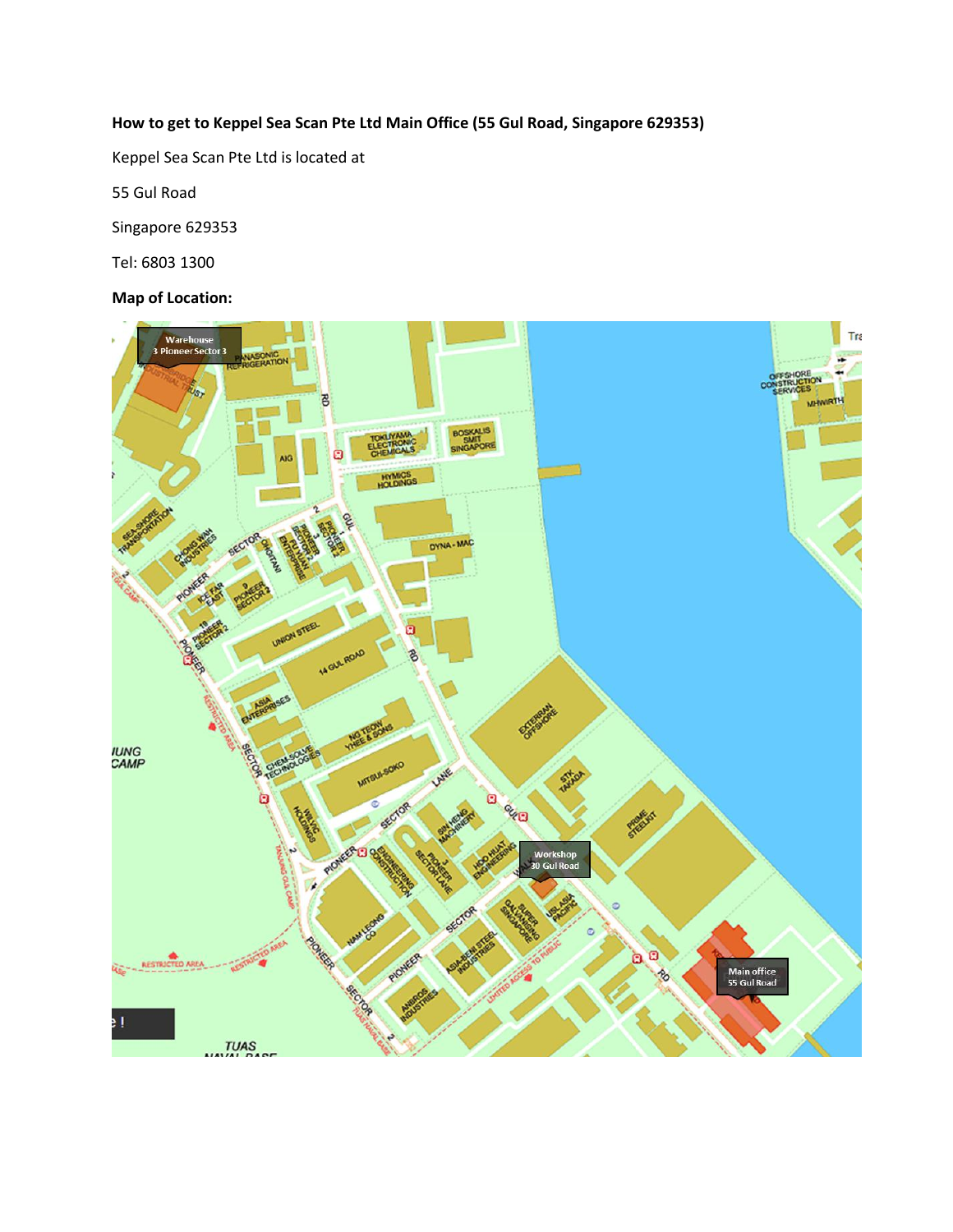**How to get to Keppel Sea Scan Pte Ltd Main Office (55 Gul Road, Singapore 629353)**

Keppel Sea Scan Pte Ltd is located at

55 Gul Road

Singapore 629353

Tel: 6803 1300

**Map of Location:**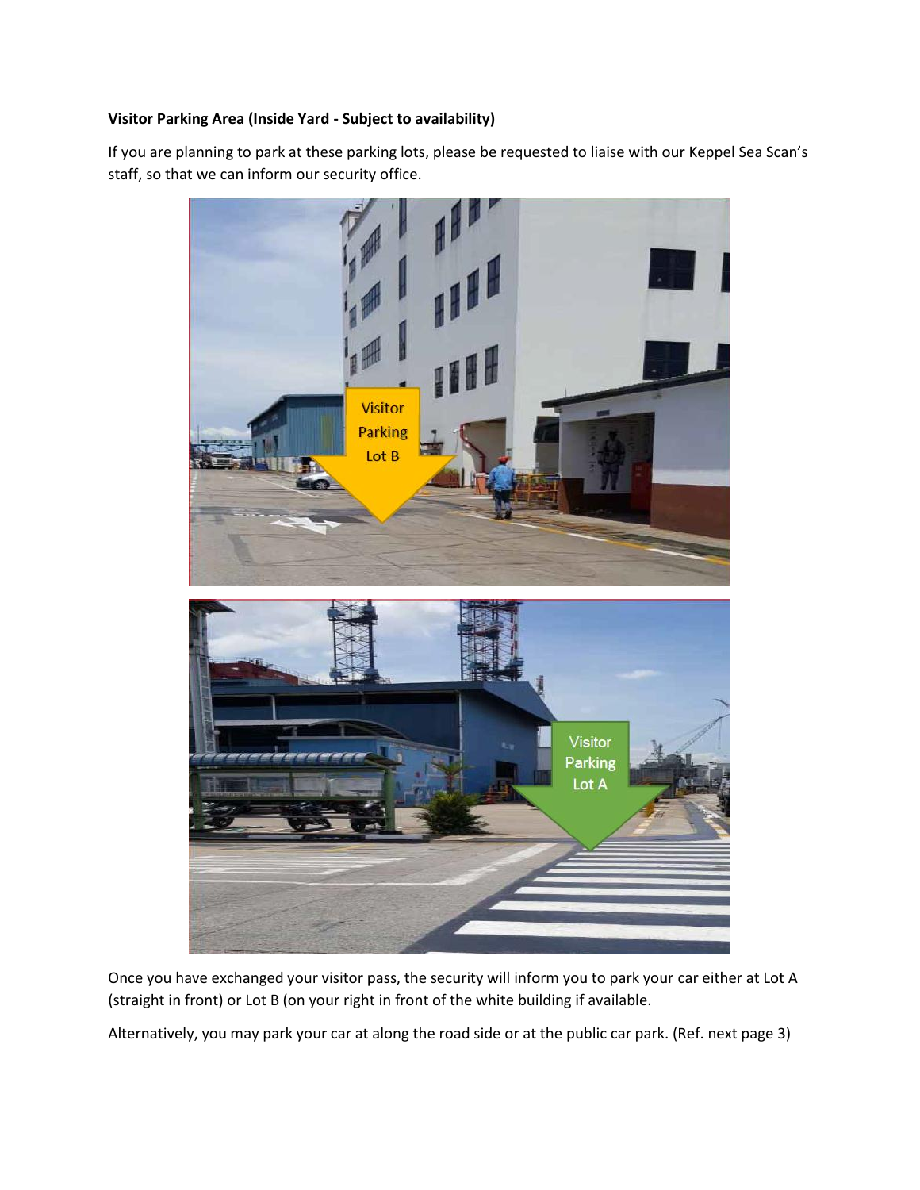**Visitor Parking Area (Inside Yard - Subject to availability)**

If you are planning to park at these parking lots, please be requested to liaise with our Keppel Sea Scan's staff, so that we can inform our security office.

Once you have exchanged your visitor pass, the security will inform you to park your car either at Lot A (straight in front) or Lot B (on your right in front of the white building if available.

Alternatively, you may park your car at along the road side or at the public car park. (Ref. next page 3)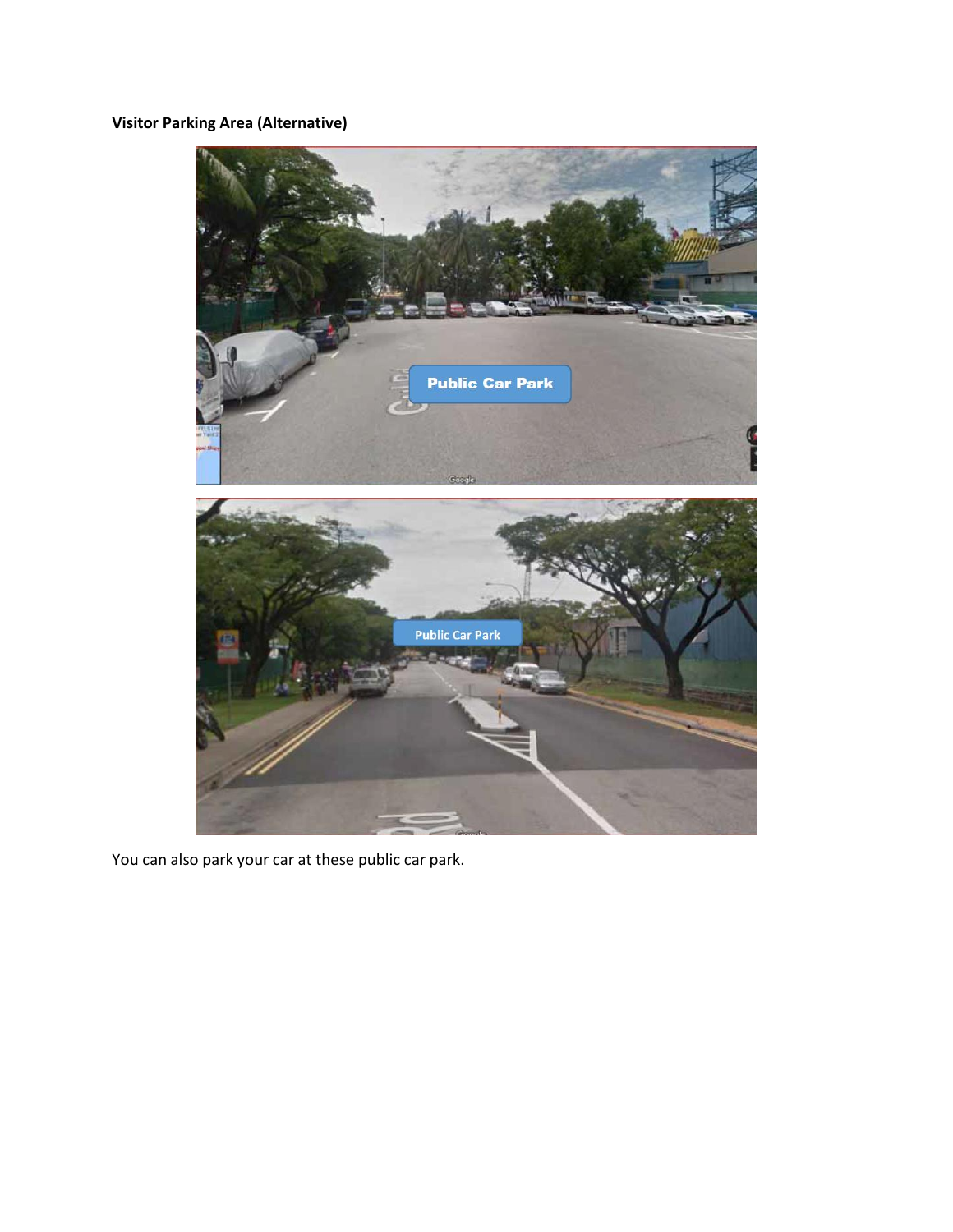**Visitor Parking Area (Alternative)**

You can also park your car at these public car park.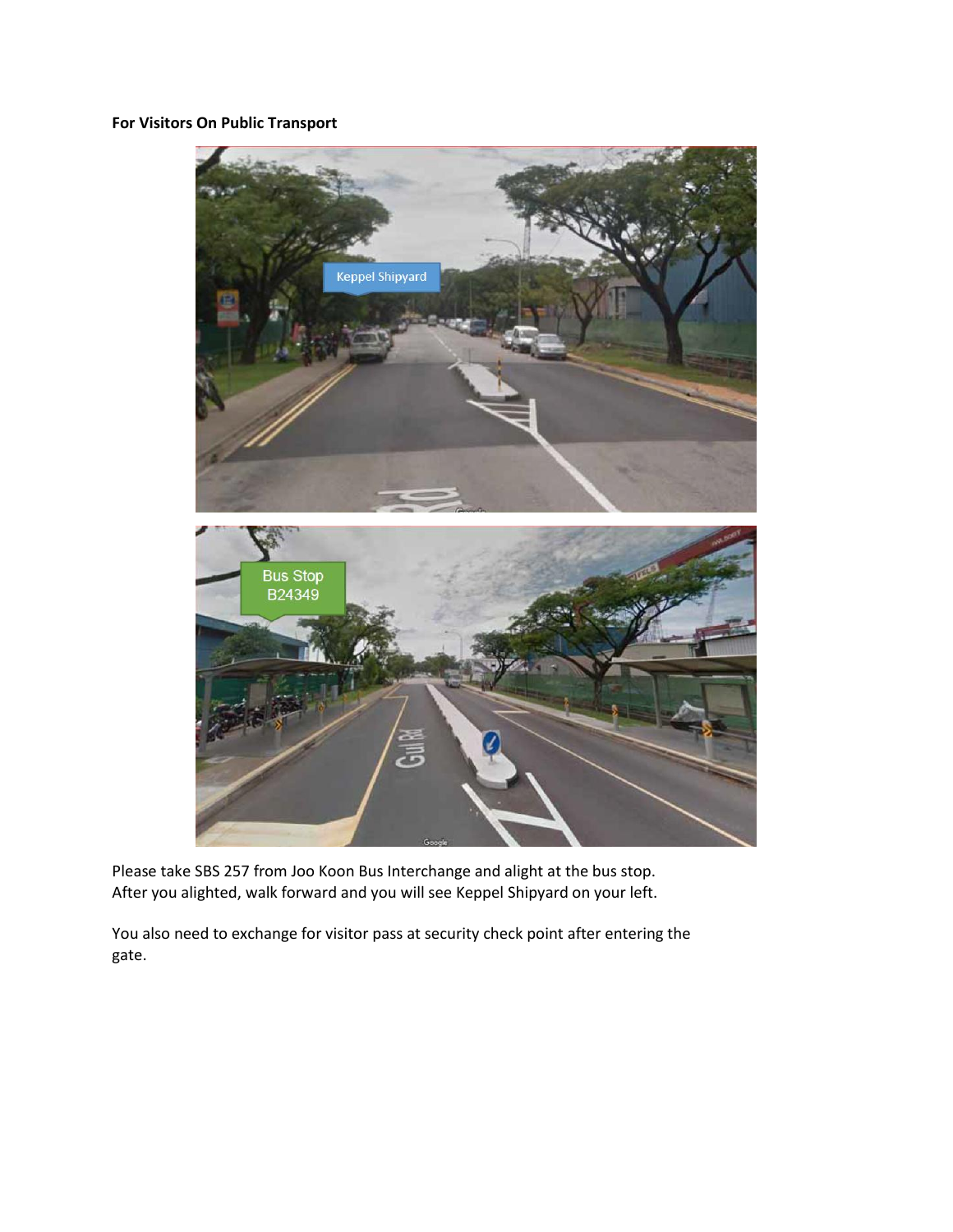**For Visitors On Public Transport**

Please take SBS 257 from Joo Koon Bus Interchange and alight at the bus stop.
After you alighted, walk forward and you will see Keppel Shipyard on your left.

You also need to exchange for visitor pass at security check point after entering the gate.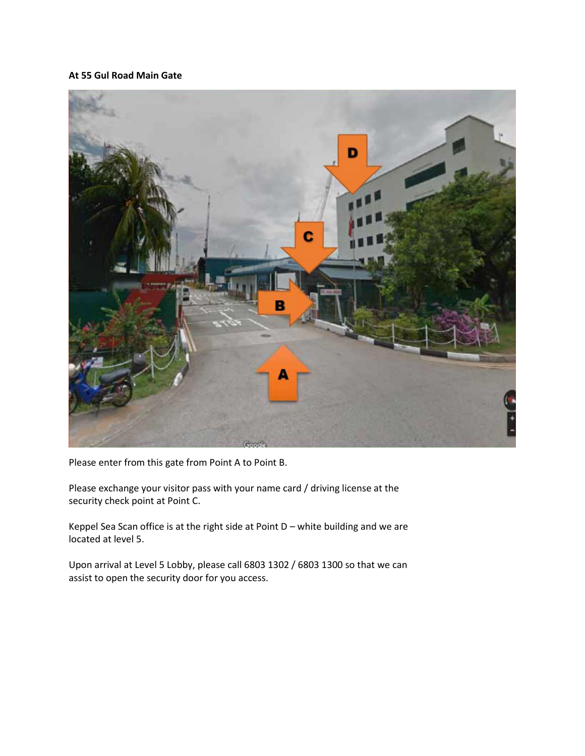**At 55 Gul Road Main Gate**

Please enter from this gate from Point A to Point B.

Please exchange your visitor pass with your name card / driving license at the security check point at Point C.

Keppel Sea Scan office is at the right side at Point D – white building and we are located at level 5.

Upon arrival at Level 5 Lobby, please call 6803 1302 / 6803 1300 so that we can assist to open the security door for you access.